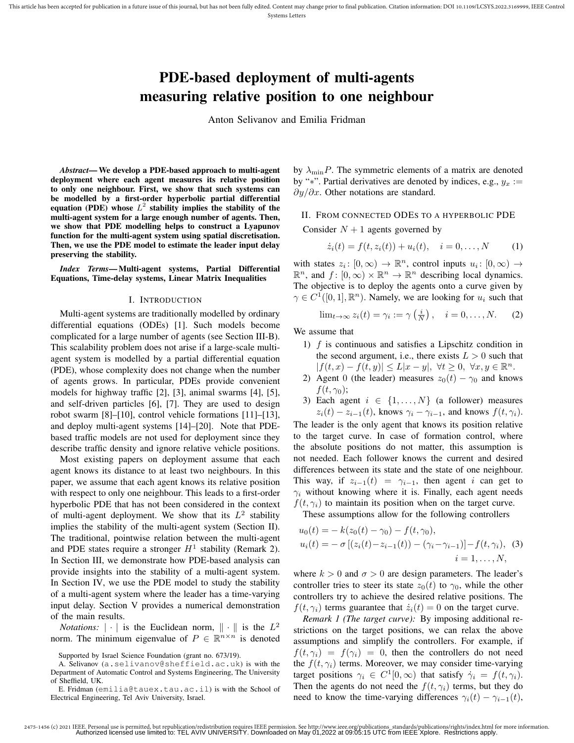# PDE-based deployment of multi-agents measuring relative position to one neighbour

Anton Selivanov and Emilia Fridman

***Abstract*— We develop a PDE-based approach to multi-agent deployment where each agent measures its relative position to only one neighbour. First, we show that such systems can be modelled by a first-order hyperbolic partial differential equation (PDE) whose $L^2$ stability implies the stability of the multi-agent system for a large enough number of agents. Then, we show that PDE modelling helps to construct a Lyapunov function for the multi-agent system using spatial discretisation. Then, we use the PDE model to estimate the leader input delay preserving the stability.**

***Index Terms*— Multi-agent systems, Partial Differential Equations, Time-delay systems, Linear Matrix Inequalities**

## I. Introduction

Multi-agent systems are traditionally modelled by ordinary differential equations (ODEs) [1]. Such models become complicated for a large number of agents (see Section III-B). This scalability problem does not arise if a large-scale multi-agent system is modelled by a partial differential equation (PDE), whose complexity does not change when the number of agents grows. In particular, PDEs provide convenient models for highway traffic [2], [3], animal swarms [4], [5], and self-driven particles [6], [7]. They are used to design robot swarm [8]–[10], control vehicle formations [11]–[13], and deploy multi-agent systems [14]–[20]. Note that PDE-based traffic models are not used for deployment since they describe traffic density and ignore relative vehicle positions.

Most existing papers on deployment assume that each agent knows its distance to at least two neighbours. In this paper, we assume that each agent knows its relative position with respect to only one neighbour. This leads to a first-order hyperbolic PDE that has not been considered in the context of multi-agent deployment. We show that its $L^2$ stability implies the stability of the multi-agent system (Section II). The traditional, pointwise relation between the multi-agent and PDE states require a stronger $H^1$ stability (Remark 2). In Section III, we demonstrate how PDE-based analysis can provide insights into the stability of a multi-agent system. In Section IV, we use the PDE model to study the stability of a multi-agent system where the leader has a time-varying input delay. Section V provides a numerical demonstration of the main results.

*Notations:* $|\cdot|$ is the Euclidean norm, $\|\cdot\|$ is the $L^2$ norm. The minimum eigenvalue of $P\in\mathbb{R}^{n\times n}$ is denoted by $\lambda_{\min}P$. The symmetric elements of a matrix are denoted by "$*$". Partial derivatives are denoted by indices, e.g., $y_x := \partial y/\partial x$. Other notations are standard.

Supported by Israel Science Foundation (grant no. 673/19).

A. Selivanov (a.selivanov@sheffield.ac.uk) is with the Department of Automatic Control and Systems Engineering, The University of Sheffield, UK.

E. Fridman (emilia@tauex.tau.ac.il) is with the School of Electrical Engineering, Tel Aviv University, Israel.

## II. From connected ODEs to a hyperbolic PDE

Consider $N+1$ agents governed by

$$\dot z_i(t) = f(t, z_i(t)) + u_i(t), \quad i = 0,\dots,N \tag{1}$$

with states $z_i\colon [0,\infty)\to\mathbb{R}^n$, control inputs $u_i\colon [0,\infty)\to\mathbb{R}^n$, and $f\colon [0,\infty)\times\mathbb{R}^n\to\mathbb{R}^n$ describing local dynamics. The objective is to deploy the agents onto a curve given by $\gamma\in C^1([0,1],\mathbb{R}^n)$. Namely, we are looking for $u_i$ such that

$$\lim_{t\to\infty} z_i(t) = \gamma_i := \gamma\left(\tfrac{i}{N}\right), \quad i = 0,\dots,N. \tag{2}$$

We assume that

1) $f$ is continuous and satisfies a Lipschitz condition in the second argument, i.e., there exists $L>0$ such that $|f(t,x)-f(t,y)|\le L|x-y|,\ \forall t\ge 0,\ \forall x,y\in\mathbb{R}^n$.
2) Agent 0 (the leader) measures $z_0(t)-\gamma_0$ and knows $f(t,\gamma_0)$;
3) Each agent $i\in\{1,\dots,N\}$ (a follower) measures $z_i(t)-z_{i-1}(t)$, knows $\gamma_i-\gamma_{i-1}$, and knows $f(t,\gamma_i)$.

The leader is the only agent that knows its position relative to the target curve. In case of formation control, where the absolute positions do not matter, this assumption is not needed. Each follower knows the current and desired differences between its state and the state of one neighbour. This way, if $z_{i-1}(t)=\gamma_{i-1}$, then agent $i$ can get to $\gamma_i$ without knowing where it is. Finally, each agent needs $f(t,\gamma_i)$ to maintain its position when on the target curve.

These assumptions allow for the following controllers

$$\begin{aligned} u_0(t) &= -k(z_0(t)-\gamma_0) - f(t,\gamma_0),\\ u_i(t) &= -\sigma\left[(z_i(t)-z_{i-1}(t)) - (\gamma_i-\gamma_{i-1})\right] - f(t,\gamma_i), \\ &\qquad\qquad i = 1,\dots,N, \end{aligned} \tag{3}$$

where $k>0$ and $\sigma>0$ are design parameters. The leader's controller tries to steer its state $z_0(t)$ to $\gamma_0$, while the other controllers try to achieve the desired relative positions. The $f(t,\gamma_i)$ terms guarantee that $\dot z_i(t)=0$ on the target curve.

*Remark 1 (The target curve):* By imposing additional restrictions on the target positions, we can relax the above assumptions and simplify the controllers. For example, if $f(t,\gamma_i)=f(\gamma_i)=0$, then the controllers do not need the $f(t,\gamma_i)$ terms. Moreover, we may consider time-varying target positions $\gamma_i\in C^1[0,\infty)$ that satisfy $\dot\gamma_i = f(t,\gamma_i)$. Then the agents do not need the $f(t,\gamma_i)$ terms, but they do need to know the time-varying differences $\gamma_i(t)-\gamma_{i-1}(t)$,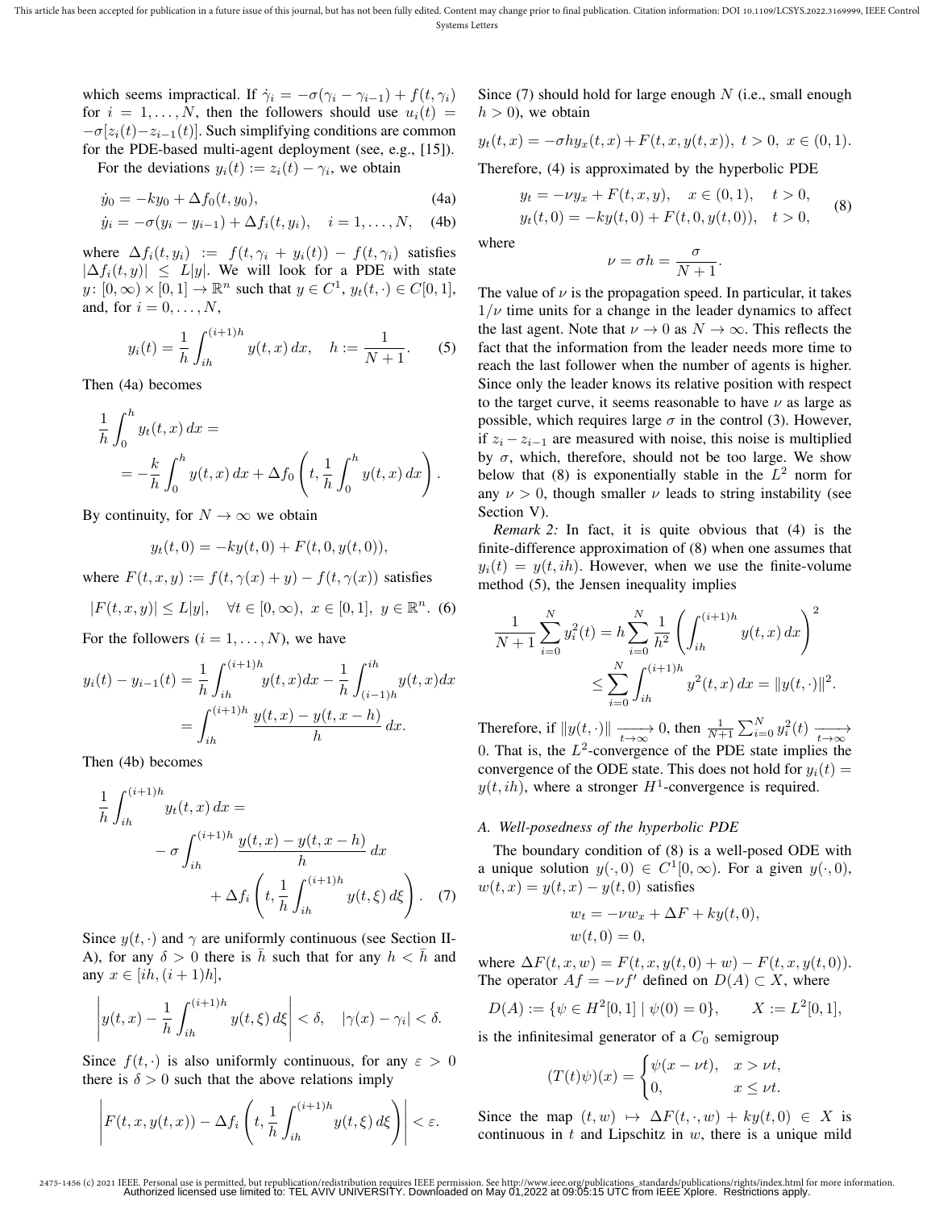which seems impractical. If $\dot{\gamma}_i = -\sigma(\gamma_i - \gamma_{i-1}) + f(t, \gamma_i)$ for $i = 1, \dots, N$, then the followers should use $u_i(t) = -\sigma[z_i(t) - z_{i-1}(t)]$. Such simplifying conditions are common for the PDE-based multi-agent deployment (see, e.g., [15]).

For the deviations $y_i(t) := z_i(t) - \gamma_i$, we obtain

$$\dot{y}_0 = -ky_0 + \Delta f_0(t, y_0), \tag{4a}$$

$$\dot{y}_i = -\sigma(y_i - y_{i-1}) + \Delta f_i(t, y_i), \quad i = 1, \dots, N, \tag{4b}$$

where $\Delta f_i(t, y_i) := f(t, \gamma_i + y_i(t)) - f(t, \gamma_i)$ satisfies $|\Delta f_i(t, y)| \le L|y|$. We will look for a PDE with state $y \colon [0, \infty) \times [0, 1] \to \mathbb{R}^n$ such that $y \in C^1$, $y_t(t, \cdot) \in C[0, 1]$, and, for $i = 0, \dots, N$,

$$y_i(t) = \frac{1}{h} \int_{ih}^{(i+1)h} y(t, x)\, dx, \quad h := \frac{1}{N+1}. \tag{5}$$

Then (4a) becomes

$$\frac{1}{h} \int_0^h y_t(t, x)\, dx = = -\frac{k}{h} \int_0^h y(t, x)\, dx + \Delta f_0 \left( t, \frac{1}{h} \int_0^h y(t, x)\, dx \right).$$

By continuity, for $N \to \infty$ we obtain

$$y_t(t, 0) = -ky(t, 0) + F(t, 0, y(t, 0)),$$

where $F(t, x, y) := f(t, \gamma(x) + y) - f(t, \gamma(x))$ satisfies

$$|F(t, x, y)| \le L|y|, \quad \forall t \in [0, \infty),\ x \in [0, 1],\ y \in \mathbb{R}^n. \tag{6}$$

For the followers ($i = 1, \dots, N$), we have

$$y_i(t) - y_{i-1}(t) = \frac{1}{h} \int_{ih}^{(i+1)h} y(t, x) dx - \frac{1}{h} \int_{(i-1)h}^{ih} y(t, x) dx = \int_{ih}^{(i+1)h} \frac{y(t, x) - y(t, x - h)}{h}\, dx.$$

Then (4b) becomes

$$\frac{1}{h} \int_{ih}^{(i+1)h} y_t(t, x)\, dx = - \sigma \int_{ih}^{(i+1)h} \frac{y(t, x) - y(t, x - h)}{h}\, dx + \Delta f_i \left( t, \frac{1}{h} \int_{ih}^{(i+1)h} y(t, \xi)\, d\xi \right). \tag{7}$$

Since $y(t, \cdot)$ and $\gamma$ are uniformly continuous (see Section II-A), for any $\delta > 0$ there is $\bar{h}$ such that for any $h < \bar{h}$ and any $x \in [ih, (i+1)h]$,

$$\left| y(t, x) - \frac{1}{h} \int_{ih}^{(i+1)h} y(t, \xi)\, d\xi \right| < \delta, \quad |\gamma(x) - \gamma_i| < \delta.$$

Since $f(t, \cdot)$ is also uniformly continuous, for any $\varepsilon > 0$ there is $\delta > 0$ such that the above relations imply

$$\left| F(t, x, y(t, x)) - \Delta f_i \left( t, \frac{1}{h} \int_{ih}^{(i+1)h} y(t, \xi)\, d\xi \right) \right| < \varepsilon.$$

Since (7) should hold for large enough $N$ (i.e., small enough $h > 0$), we obtain

$$y_t(t, x) = -\sigma h y_x(t, x) + F(t, x, y(t, x)),\ t > 0,\ x \in (0, 1).$$

Therefore, (4) is approximated by the hyperbolic PDE

$$\begin{aligned} &y_t = -\nu y_x + F(t, x, y), \quad x \in (0, 1), \quad t > 0, \\ &y_t(t, 0) = -ky(t, 0) + F(t, 0, y(t, 0)), \quad t > 0, \end{aligned} \tag{8}$$

where

$$\nu = \sigma h = \frac{\sigma}{N+1}.$$

The value of $\nu$ is the propagation speed. In particular, it takes $1/\nu$ time units for a change in the leader dynamics to affect the last agent. Note that $\nu \to 0$ as $N \to \infty$. This reflects the fact that the information from the leader needs more time to reach the last follower when the number of agents is higher. Since only the leader knows its relative position with respect to the target curve, it seems reasonable to have $\nu$ as large as possible, which requires large $\sigma$ in the control (3). However, if $z_i - z_{i-1}$ are measured with noise, this noise is multiplied by $\sigma$, which, therefore, should not be too large. We show below that (8) is exponentially stable in the $L^2$ norm for any $\nu > 0$, though smaller $\nu$ leads to string instability (see Section V).

*Remark 2:* In fact, it is quite obvious that (4) is the finite-difference approximation of (8) when one assumes that $y_i(t) = y(t, ih)$. However, when we use the finite-volume method (5), the Jensen inequality implies

$$\frac{1}{N+1} \sum_{i=0}^N y_i^2(t) = h \sum_{i=0}^N \frac{1}{h^2} \left( \int_{ih}^{(i+1)h} y(t, x)\, dx \right)^2 \le \sum_{i=0}^N \int_{ih}^{(i+1)h} y^2(t, x)\, dx = \|y(t, \cdot)\|^2.$$

Therefore, if $\|y(t, \cdot)\| \xrightarrow[t \to \infty]{} 0$, then $\frac{1}{N+1} \sum_{i=0}^N y_i^2(t) \xrightarrow[t \to \infty]{} 0$. That is, the $L^2$-convergence of the PDE state implies the convergence of the ODE state. This does not hold for $y_i(t) = y(t, ih)$, where a stronger $H^1$-convergence is required.

### A. Well-posedness of the hyperbolic PDE

The boundary condition of (8) is a well-posed ODE with a unique solution $y(\cdot, 0) \in C^1[0, \infty)$. For a given $y(\cdot, 0)$, $w(t, x) = y(t, x) - y(t, 0)$ satisfies

$$\begin{aligned} &w_t = -\nu w_x + \Delta F + ky(t, 0), \\ &w(t, 0) = 0, \end{aligned}$$

where $\Delta F(t, x, w) = F(t, x, y(t, 0) + w) - F(t, x, y(t, 0))$. The operator $Af = -\nu f'$ defined on $D(A) \subset X$, where

$$D(A) := \{\psi \in H^2[0, 1] \mid \psi(0) = 0\}, \qquad X := L^2[0, 1],$$

is the infinitesimal generator of a $C_0$ semigroup

$$(T(t)\psi)(x) = \begin{cases} \psi(x - \nu t), & x > \nu t, \\ 0, & x \le \nu t. \end{cases}$$

Since the map $(t, w) \mapsto \Delta F(t, \cdot, w) + ky(t, 0) \in X$ is continuous in $t$ and Lipschitz in $w$, there is a unique mild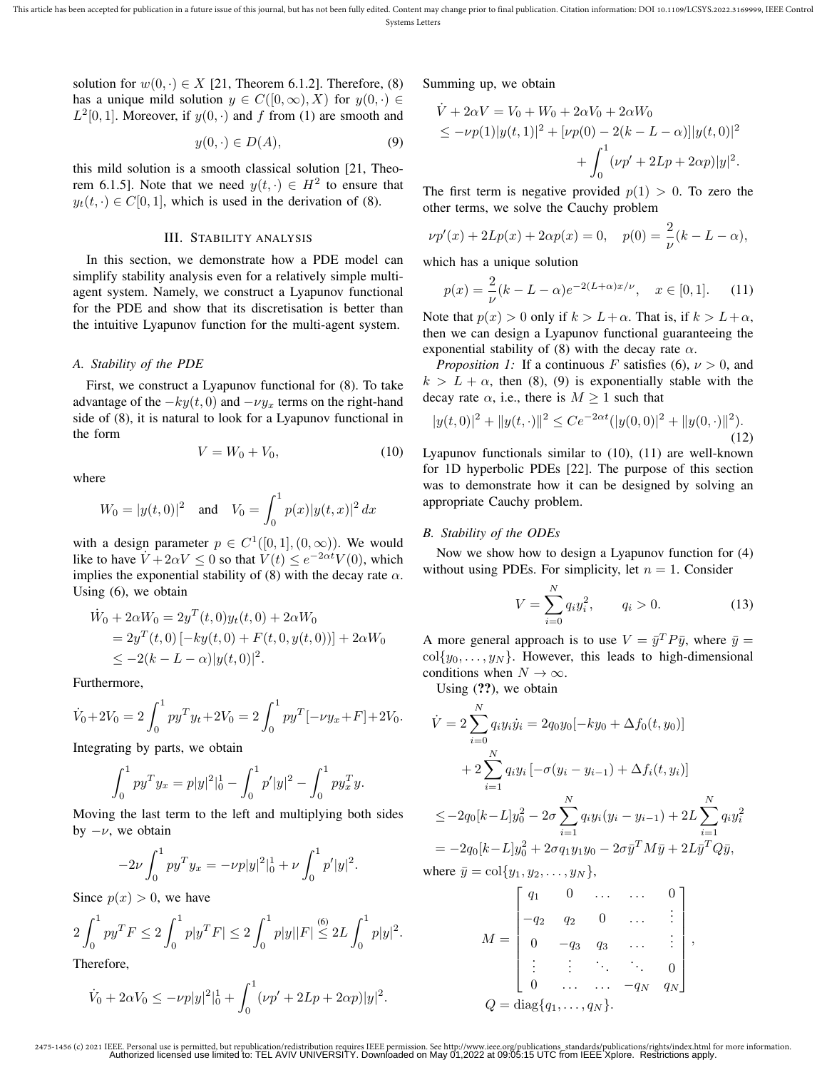solution for $w(0,\cdot) \in X$ [21, Theorem 6.1.2]. Therefore, (8) has a unique mild solution $y \in C([0,\infty), X)$ for $y(0,\cdot) \in L^2[0,1]$. Moreover, if $y(0,\cdot)$ and $f$ from (1) are smooth and

$$y(0,\cdot) \in D(A), \tag{9}$$

this mild solution is a smooth classical solution [21, Theorem 6.1.5]. Note that we need $y(t,\cdot) \in H^2$ to ensure that $y_t(t,\cdot) \in C[0,1]$, which is used in the derivation of (8).

## III. Stability analysis

In this section, we demonstrate how a PDE model can simplify stability analysis even for a relatively simple multi-agent system. Namely, we construct a Lyapunov functional for the PDE and show that its discretisation is better than the intuitive Lyapunov function for the multi-agent system.

### A. Stability of the PDE

First, we construct a Lyapunov functional for (8). To take advantage of the $-ky(t,0)$ and $-\nu y_x$ terms on the right-hand side of (8), it is natural to look for a Lyapunov functional in the form

$$V = W_0 + V_0, \tag{10}$$

where

$$W_0 = |y(t,0)|^2 \quad \text{and} \quad V_0 = \int_0^1 p(x)|y(t,x)|^2\,dx$$

with a design parameter $p \in C^1([0,1],(0,\infty))$. We would like to have $\dot{V} + 2\alpha V \le 0$ so that $V(t) \le e^{-2\alpha t}V(0)$, which implies the exponential stability of (8) with the decay rate $\alpha$. Using (6), we obtain

$$\begin{aligned}
\dot{W}_0 + 2\alpha W_0 &= 2y^T(t,0)y_t(t,0) + 2\alpha W_0\\
&= 2y^T(t,0)\left[-ky(t,0) + F(t,0,y(t,0))\right] + 2\alpha W_0\\
&\le -2(k - L - \alpha)|y(t,0)|^2.
\end{aligned}$$

Furthermore,

$$\dot{V}_0 + 2V_0 = 2\int_0^1 py^Ty_t + 2V_0 = 2\int_0^1 py^T[-\nu y_x + F] + 2V_0.$$

Integrating by parts, we obtain

$$\int_0^1 py^Ty_x = p|y|^2|_0^1 - \int_0^1 p'|y|^2 - \int_0^1 py_x^Ty.$$

Moving the last term to the left and multiplying both sides by $-\nu$, we obtain

$$-2\nu\int_0^1 py^Ty_x = -\nu p|y|^2|_0^1 + \nu\int_0^1 p'|y|^2.$$

Since $p(x) > 0$, we have

$$2\int_0^1 py^TF \le 2\int_0^1 p|y^TF| \le 2\int_0^1 p|y||F| \overset{(6)}{\le} 2L\int_0^1 p|y|^2.$$

Therefore,

$$\dot{V}_0 + 2\alpha V_0 \le -\nu p|y|^2|_0^1 + \int_0^1(\nu p' + 2Lp + 2\alpha p)|y|^2.$$

Summing up, we obtain

$$\begin{aligned}
\dot{V} + 2\alpha V &= V_0 + W_0 + 2\alpha V_0 + 2\alpha W_0\\
&\le -\nu p(1)|y(t,1)|^2 + [\nu p(0) - 2(k - L - \alpha)]|y(t,0)|^2\\
&\qquad + \int_0^1(\nu p' + 2Lp + 2\alpha p)|y|^2.
\end{aligned}$$

The first term is negative provided $p(1) > 0$. To zero the other terms, we solve the Cauchy problem

$$\nu p'(x) + 2Lp(x) + 2\alpha p(x) = 0, \quad p(0) = \frac{2}{\nu}(k - L - \alpha),$$

which has a unique solution

$$p(x) = \frac{2}{\nu}(k - L - \alpha)e^{-2(L+\alpha)x/\nu}, \quad x \in [0,1]. \tag{11}$$

Note that $p(x) > 0$ only if $k > L + \alpha$. That is, if $k > L + \alpha$, then we can design a Lyapunov functional guaranteeing the exponential stability of (8) with the decay rate $\alpha$.

*Proposition 1:* If a continuous $F$ satisfies (6), $\nu > 0$, and $k > L + \alpha$, then (8), (9) is exponentially stable with the decay rate $\alpha$, i.e., there is $M \ge 1$ such that

$$|y(t,0)|^2 + \|y(t,\cdot)\|^2 \le Ce^{-2\alpha t}(|y(0,0)|^2 + \|y(0,\cdot)\|^2). \tag{12}$$

Lyapunov functionals similar to (10), (11) are well-known for 1D hyperbolic PDEs [22]. The purpose of this section was to demonstrate how it can be designed by solving an appropriate Cauchy problem.

### B. Stability of the ODEs

Now we show how to design a Lyapunov function for (4) without using PDEs. For simplicity, let $n = 1$. Consider

$$V = \sum_{i=0}^N q_iy_i^2, \qquad q_i > 0. \tag{13}$$

A more general approach is to use $V = \bar{y}^TP\bar{y}$, where $\bar{y} = \operatorname{col}\{y_0,\ldots,y_N\}$. However, this leads to high-dimensional conditions when $N \to \infty$.

Using (**??**), we obtain

$$\begin{aligned}
\dot{V} &= 2\sum_{i=0}^N q_iy_i\dot{y}_i = 2q_0y_0[-ky_0 + \Delta f_0(t,y_0)]\\
&\quad + 2\sum_{i=1}^N q_iy_i\left[-\sigma(y_i - y_{i-1}) + \Delta f_i(t,y_i)\right]\\
&\le -2q_0[k-L]y_0^2 - 2\sigma\sum_{i=1}^N q_iy_i(y_i - y_{i-1}) + 2L\sum_{i=1}^N q_iy_i^2\\
&= -2q_0[k-L]y_0^2 + 2\sigma q_1y_1y_0 - 2\sigma\bar{y}^TM\bar{y} + 2L\bar{y}^TQ\bar{y},
\end{aligned}$$

where $\bar{y} = \operatorname{col}\{y_1,y_2,\ldots,y_N\}$,

$$M = \begin{bmatrix}
q_1 & 0 & \ldots & \ldots & 0\\
-q_2 & q_2 & 0 & \ldots & \vdots\\
0 & -q_3 & q_3 & \ldots & \vdots\\
\vdots & \vdots & \ddots & \ddots & 0\\
0 & \ldots & \ldots & -q_N & q_N
\end{bmatrix},$$

$$Q = \operatorname{diag}\{q_1,\ldots,q_N\}.$$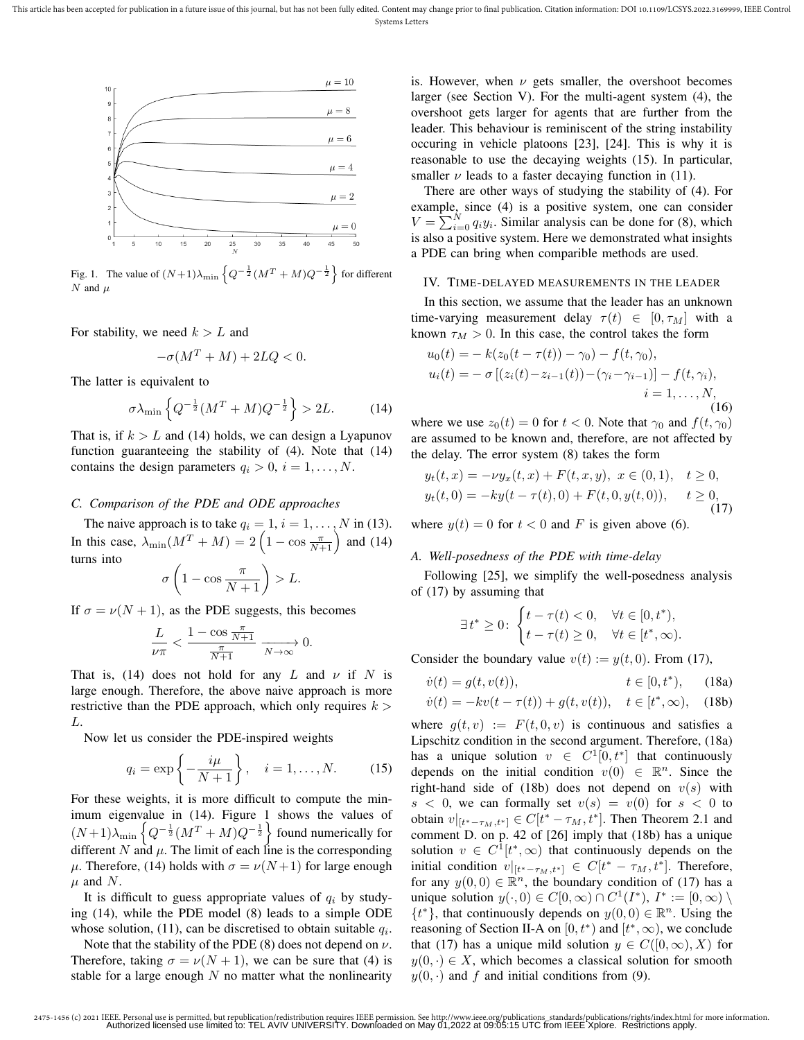Fig. 1. The value of $(N+1)\lambda_{\min}\left\{Q^{-\frac{1}{2}}(M^T+M)Q^{-\frac{1}{2}}\right\}$ for different $N$ and $\mu$

For stability, we need $k > L$ and

$$-\sigma(M^T+M)+2LQ<0.$$

The latter is equivalent to

$$\sigma\lambda_{\min}\left\{Q^{-\frac{1}{2}}(M^T+M)Q^{-\frac{1}{2}}\right\}>2L. \tag{14}$$

That is, if $k > L$ and (14) holds, we can design a Lyapunov function guaranteeing the stability of (4). Note that (14) contains the design parameters $q_i > 0$, $i = 1,\ldots,N$.

### C. Comparison of the PDE and ODE approaches

The naive approach is to take $q_i = 1$, $i = 1,\ldots,N$ in (13). In this case, $\lambda_{\min}(M^T+M) = 2\left(1-\cos\frac{\pi}{N+1}\right)$ and (14) turns into

$$\sigma\left(1-\cos\frac{\pi}{N+1}\right)>L.$$

If $\sigma = \nu(N+1)$, as the PDE suggests, this becomes

$$\frac{L}{\nu\pi}<\frac{1-\cos\frac{\pi}{N+1}}{\frac{\pi}{N+1}}\xrightarrow[N\to\infty]{}0.$$

That is, (14) does not hold for any $L$ and $\nu$ if $N$ is large enough. Therefore, the above naive approach is more restrictive than the PDE approach, which only requires $k > L$.

Now let us consider the PDE-inspired weights

$$q_i=\exp\left\{-\frac{i\mu}{N+1}\right\},\quad i=1,\ldots,N. \tag{15}$$

For these weights, it is more difficult to compute the minimum eigenvalue in (14). Figure 1 shows the values of $(N+1)\lambda_{\min}\left\{Q^{-\frac{1}{2}}(M^T+M)Q^{-\frac{1}{2}}\right\}$ found numerically for different $N$ and $\mu$. The limit of each line is the corresponding $\mu$. Therefore, (14) holds with $\sigma = \nu(N+1)$ for large enough $\mu$ and $N$.

It is difficult to guess appropriate values of $q_i$ by studying (14), while the PDE model (8) leads to a simple ODE whose solution, (11), can be discretised to obtain suitable $q_i$.

Note that the stability of the PDE (8) does not depend on $\nu$. Therefore, taking $\sigma = \nu(N+1)$, we can be sure that (4) is stable for a large enough $N$ no matter what the nonlinearity is. However, when $\nu$ gets smaller, the overshoot becomes larger (see Section V). For the multi-agent system (4), the overshoot gets larger for agents that are further from the leader. This behaviour is reminiscent of the string instability occuring in vehicle platoons [23], [24]. This is why it is reasonable to use the decaying weights (15). In particular, smaller $\nu$ leads to a faster decaying function in (11).

There are other ways of studying the stability of (4). For example, since (4) is a positive system, one can consider $V = \sum_{i=0}^{N} q_i y_i$. Similar analysis can be done for (8), which is also a positive system. Here we demonstrated what insights a PDE can bring when comparible methods are used.

## IV. Time-delayed measurements in the leader

In this section, we assume that the leader has an unknown time-varying measurement delay $\tau(t) \in [0,\tau_M]$ with a known $\tau_M > 0$. In this case, the control takes the form

$$\begin{aligned}
u_0(t) &= -k(z_0(t-\tau(t))-\gamma_0)-f(t,\gamma_0),\\
u_i(t) &= -\sigma\left[(z_i(t)-z_{i-1}(t))-(\gamma_i-\gamma_{i-1})\right]-f(t,\gamma_i),\\
&\qquad\qquad\qquad\qquad\qquad\qquad i=1,\ldots,N,
\end{aligned} \tag{16}$$

where we use $z_0(t) = 0$ for $t < 0$. Note that $\gamma_0$ and $f(t,\gamma_0)$ are assumed to be known and, therefore, are not affected by the delay. The error system (8) takes the form

$$\begin{aligned}
y_t(t,x) &= -\nu y_x(t,x)+F(t,x,y),\ x\in(0,1),\quad t\geq 0,\\
y_t(t,0) &= -ky(t-\tau(t),0)+F(t,0,y(t,0)),\quad t\geq 0,
\end{aligned} \tag{17}$$

where $y(t) = 0$ for $t < 0$ and $F$ is given above (6).

### A. Well-posedness of the PDE with time-delay

Following [25], we simplify the well-posedness analysis of (17) by assuming that

$$\exists\, t^*\geq 0\colon \begin{cases} t-\tau(t)<0, & \forall t\in[0,t^*),\\ t-\tau(t)\geq 0, & \forall t\in[t^*,\infty).\end{cases}$$

Consider the boundary value $v(t) := y(t,0)$. From (17),

$$\dot v(t) = g(t,v(t)),\qquad\qquad t\in[0,t^*), \tag{18a}$$

$$\dot v(t) = -kv(t-\tau(t))+g(t,v(t)),\quad t\in[t^*,\infty), \tag{18b}$$

where $g(t,v) := F(t,0,v)$ is continuous and satisfies a Lipschitz condition in the second argument. Therefore, (18a) has a unique solution $v \in C^1[0,t^*]$ that continuously depends on the initial condition $v(0) \in \mathbb{R}^n$. Since the right-hand side of (18b) does not depend on $v(s)$ with $s < 0$, we can formally set $v(s) = v(0)$ for $s < 0$ to obtain $v|_{[t^*-\tau_M,t^*]} \in C[t^*-\tau_M,t^*]$. Then Theorem 2.1 and comment D. on p. 42 of [26] imply that (18b) has a unique solution $v \in C^1[t^*,\infty)$ that continuously depends on the initial condition $v|_{[t^*-\tau_M,t^*]} \in C[t^*-\tau_M,t^*]$. Therefore, for any $y(0,0) \in \mathbb{R}^n$, the boundary condition of (17) has a unique solution $y(\cdot,0) \in C[0,\infty) \cap C^1(I^*)$, $I^* := [0,\infty)\setminus\{t^*\}$, that continuously depends on $y(0,0) \in \mathbb{R}^n$. Using the reasoning of Section II-A on $[0,t^*)$ and $[t^*,\infty)$, we conclude that (17) has a unique mild solution $y \in C([0,\infty),X)$ for $y(0,\cdot) \in X$, which becomes a classical solution for smooth $y(0,\cdot)$ and $f$ and initial conditions from (9).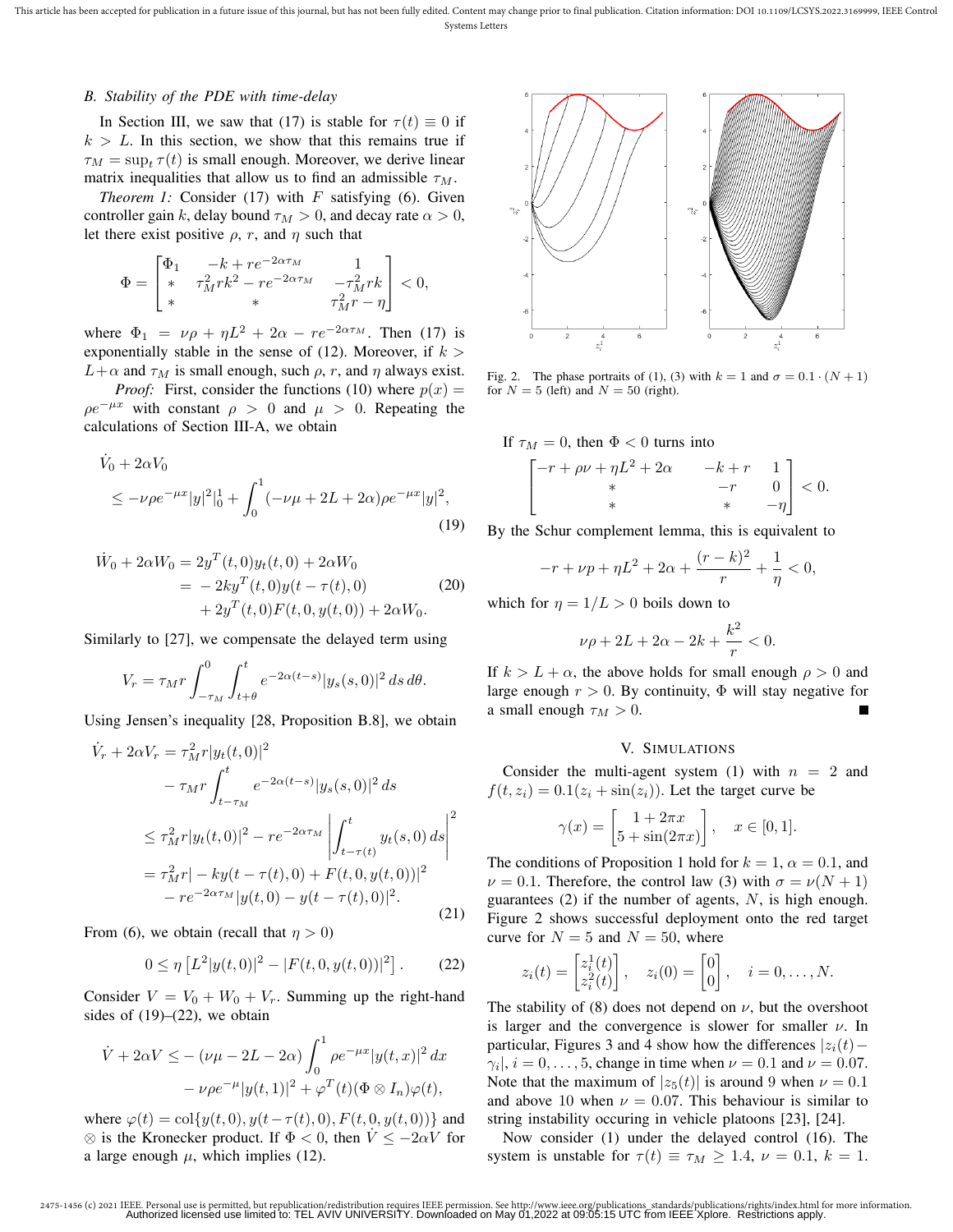### B. Stability of the PDE with time-delay

In Section III, we saw that (17) is stable for $\tau(t) \equiv 0$ if $k > L$. In this section, we show that this remains true if $\tau_M = \sup_t \tau(t)$ is small enough. Moreover, we derive linear matrix inequalities that allow us to find an admissible $\tau_M$.

*Theorem 1:* Consider (17) with $F$ satisfying (6). Given controller gain $k$, delay bound $\tau_M > 0$, and decay rate $\alpha > 0$, let there exist positive $\rho$, $r$, and $\eta$ such that

$$\Phi = \begin{bmatrix} \Phi_1 & -k + re^{-2\alpha\tau_M} & 1 \\ * & \tau_M^2 rk^2 - re^{-2\alpha\tau_M} & -\tau_M^2 rk \\ * & * & \tau_M^2 r - \eta \end{bmatrix} < 0,$$

where $\Phi_1 = \nu\rho + \eta L^2 + 2\alpha - re^{-2\alpha\tau_M}$. Then (17) is exponentially stable in the sense of (12). Moreover, if $k > L + \alpha$ and $\tau_M$ is small enough, such $\rho$, $r$, and $\eta$ always exist.

*Proof:* First, consider the functions (10) where $p(x) = \rho e^{-\mu x}$ with constant $\rho > 0$ and $\mu > 0$. Repeating the calculations of Section III-A, we obtain

$$\begin{aligned}
&\dot{V}_0 + 2\alpha V_0 \\
&\quad \leq -\nu\rho e^{-\mu x}|y|^2|_0^1 + \int_0^1 (-\nu\mu + 2L + 2\alpha)\rho e^{-\mu x}|y|^2,
\end{aligned} \tag{19}$$

$$\begin{aligned}
\dot{W}_0 + 2\alpha W_0 &= 2y^T(t,0)y_t(t,0) + 2\alpha W_0 \\
&= -2ky^T(t,0)y(t-\tau(t),0) \\
&\quad + 2y^T(t,0)F(t,0,y(t,0)) + 2\alpha W_0.
\end{aligned} \tag{20}$$

Similarly to [27], we compensate the delayed term using

$$V_r = \tau_M r \int_{-\tau_M}^0 \int_{t+\theta}^t e^{-2\alpha(t-s)}|y_s(s,0)|^2\, ds\, d\theta.$$

Using Jensen's inequality [28, Proposition B.8], we obtain

$$\begin{aligned}
\dot{V}_r + 2\alpha V_r &= \tau_M^2 r|y_t(t,0)|^2 \\
&\quad - \tau_M r \int_{t-\tau_M}^t e^{-2\alpha(t-s)}|y_s(s,0)|^2\, ds \\
&\leq \tau_M^2 r|y_t(t,0)|^2 - re^{-2\alpha\tau_M}\left|\int_{t-\tau(t)}^t y_t(s,0)\, ds\right|^2 \\
&= \tau_M^2 r|-ky(t-\tau(t),0) + F(t,0,y(t,0))|^2 \\
&\quad - re^{-2\alpha\tau_M}|y(t,0) - y(t-\tau(t),0)|^2.
\end{aligned} \tag{21}$$

From (6), we obtain (recall that $\eta > 0$)

$$0 \leq \eta\left[L^2|y(t,0)|^2 - |F(t,0,y(t,0))|^2\right]. \tag{22}$$

Consider $V = V_0 + W_0 + V_r$. Summing up the right-hand sides of (19)–(22), we obtain

$$\begin{aligned}
\dot{V} + 2\alpha V &\leq -(\nu\mu - 2L - 2\alpha)\int_0^1 \rho e^{-\mu x}|y(t,x)|^2\, dx \\
&\quad - \nu\rho e^{-\mu}|y(t,1)|^2 + \varphi^T(t)(\Phi \otimes I_n)\varphi(t),
\end{aligned}$$

where $\varphi(t) = \mathrm{col}\{y(t,0), y(t-\tau(t),0), F(t,0,y(t,0))\}$ and $\otimes$ is the Kronecker product. If $\Phi < 0$, then $\dot{V} \leq -2\alpha V$ for a large enough $\mu$, which implies (12).

If $\tau_M = 0$, then $\Phi < 0$ turns into

$$\begin{bmatrix} -r + \rho\nu + \eta L^2 + 2\alpha & -k + r & 1 \\ * & -r & 0 \\ * & * & -\eta \end{bmatrix} < 0.$$

By the Schur complement lemma, this is equivalent to

$$-r + \nu p + \eta L^2 + 2\alpha + \frac{(r-k)^2}{r} + \frac{1}{\eta} < 0,$$

which for $\eta = 1/L > 0$ boils down to

$$\nu\rho + 2L + 2\alpha - 2k + \frac{k^2}{r} < 0.$$

If $k > L + \alpha$, the above holds for small enough $\rho > 0$ and large enough $r > 0$. By continuity, $\Phi$ will stay negative for a small enough $\tau_M > 0$. ∎

Fig. 2. The phase portraits of (1), (3) with $k = 1$ and $\sigma = 0.1 \cdot (N+1)$ for $N = 5$ (left) and $N = 50$ (right).

## V. SIMULATIONS

Consider the multi-agent system (1) with $n = 2$ and $f(t, z_i) = 0.1(z_i + \sin(z_i))$. Let the target curve be

$$\gamma(x) = \begin{bmatrix} 1 + 2\pi x \\ 5 + \sin(2\pi x) \end{bmatrix}, \quad x \in [0,1].$$

The conditions of Proposition 1 hold for $k = 1$, $\alpha = 0.1$, and $\nu = 0.1$. Therefore, the control law (3) with $\sigma = \nu(N+1)$ guarantees (2) if the number of agents, $N$, is high enough. Figure 2 shows successful deployment onto the red target curve for $N = 5$ and $N = 50$, where

$$z_i(t) = \begin{bmatrix} z_i^1(t) \\ z_i^2(t) \end{bmatrix}, \quad z_i(0) = \begin{bmatrix} 0 \\ 0 \end{bmatrix}, \quad i = 0, \ldots, N.$$

The stability of (8) does not depend on $\nu$, but the overshoot is larger and the convergence is slower for smaller $\nu$. In particular, Figures 3 and 4 show how the differences $|z_i(t) - \gamma_i|$, $i = 0, \ldots, 5$, change in time when $\nu = 0.1$ and $\nu = 0.07$. Note that the maximum of $|z_5(t)|$ is around 9 when $\nu = 0.1$ and above 10 when $\nu = 0.07$. This behaviour is similar to string instability occuring in vehicle platoons [23], [24].

Now consider (1) under the delayed control (16). The system is unstable for $\tau(t) \equiv \tau_M \geq 1.4$, $\nu = 0.1$, $k = 1$.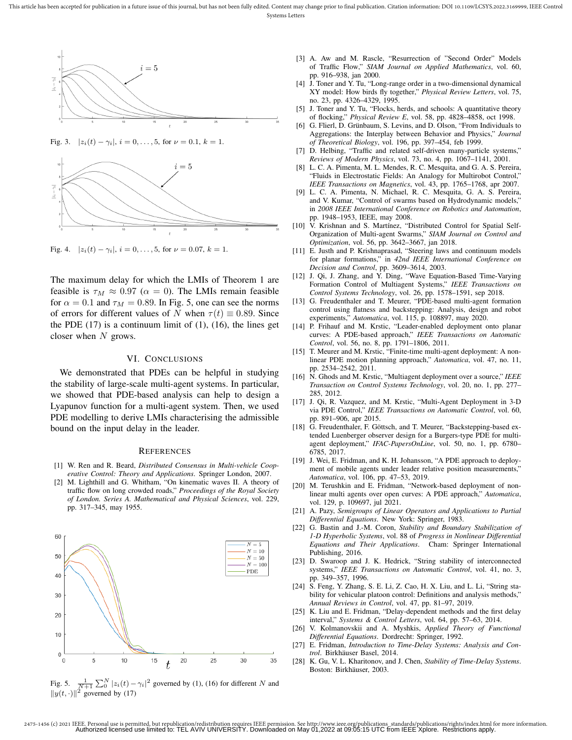10

8

6

4

2

0

$i = 5$

$|z_i - \gamma_i|$

0 5 10 15 20 25 30 35

$t$

Fig. 3. $|z_i(t) - \gamma_i|$, $i = 0, \ldots, 5$, for $\nu = 0.1$, $k = 1$.

10

8

6

4

2

0

$i = 5$

$|z_i - \gamma_i|$

0 5 10 15 20 25 30 35

$t$

Fig. 4. $|z_i(t) - \gamma_i|$, $i = 0, \ldots, 5$, for $\nu = 0.07$, $k = 1$.

The maximum delay for which the LMIs of Theorem 1 are feasible is $\tau_M \approx 0.97$ ($\alpha = 0$). The LMIs remain feasible for $\alpha = 0.1$ and $\tau_M = 0.89$. In Fig. 5, one can see the norms of errors for different values of $N$ when $\tau(t) \equiv 0.89$. Since the PDE (17) is a continuum limit of (1), (16), the lines get closer when $N$ grows.

## VI. Conclusions

We demonstrated that PDEs can be helpful in studying the stability of large-scale multi-agent systems. In particular, we showed that PDE-based analysis can help to design a Lyapunov function for a multi-agent system. Then, we used PDE modelling to derive LMIs characterising the admissible bound on the input delay in the leader.

## References

[1] W. Ren and R. Beard, *Distributed Consensus in Multi-vehicle Cooperative Control: Theory and Applications*. Springer London, 2007.

[2] M. Lighthill and G. Whitham, "On kinematic waves II. A theory of traffic flow on long crowded roads," *Proceedings of the Royal Society of London. Series A. Mathematical and Physical Sciences*, vol. 229, pp. 317–345, may 1955.

60

50

40

30

20

10

0

0 5 10 15 20 25 30 35

$t$

$N = 5$

$N = 10$

$N = 50$

$N = 100$

PDE

Fig. 5. $\frac{1}{N+1}\sum_0^N |z_i(t) - \gamma_i|^2$ governed by (1), (16) for different $N$ and $\|y(t, \cdot)\|^2$ governed by (17)

[3] A. Aw and M. Rascle, "Resurrection of "Second Order" Models of Traffic Flow," *SIAM Journal on Applied Mathematics*, vol. 60, pp. 916–938, jan 2000.

[4] J. Toner and Y. Tu, "Long-range order in a two-dimensional dynamical XY model: How birds fly together," *Physical Review Letters*, vol. 75, no. 23, pp. 4326–4329, 1995.

[5] J. Toner and Y. Tu, "Flocks, herds, and schools: A quantitative theory of flocking," *Physical Review E*, vol. 58, pp. 4828–4858, oct 1998.

[6] G. Flierl, D. Grünbaum, S. Levins, and D. Olson, "From Individuals to Aggregations: the Interplay between Behavior and Physics," *Journal of Theoretical Biology*, vol. 196, pp. 397–454, feb 1999.

[7] D. Helbing, "Traffic and related self-driven many-particle systems," *Reviews of Modern Physics*, vol. 73, no. 4, pp. 1067–1141, 2001.

[8] L. C. A. Pimenta, M. L. Mendes, R. C. Mesquita, and G. A. S. Pereira, "Fluids in Electrostatic Fields: An Analogy for Multirobot Control," *IEEE Transactions on Magnetics*, vol. 43, pp. 1765–1768, apr 2007.

[9] L. C. A. Pimenta, N. Michael, R. C. Mesquita, G. A. S. Pereira, and V. Kumar, "Control of swarms based on Hydrodynamic models," in *2008 IEEE International Conference on Robotics and Automation*, pp. 1948–1953, IEEE, may 2008.

[10] V. Krishnan and S. Martínez, "Distributed Control for Spatial Self-Organization of Multi-agent Swarms," *SIAM Journal on Control and Optimization*, vol. 56, pp. 3642–3667, jan 2018.

[11] E. Justh and P. Krishnaprasad, "Steering laws and continuum models for planar formations," in *42nd IEEE International Conference on Decision and Control*, pp. 3609–3614, 2003.

[12] J. Qi, J. Zhang, and Y. Ding, "Wave Equation-Based Time-Varying Formation Control of Multiagent Systems," *IEEE Transactions on Control Systems Technology*, vol. 26, pp. 1578–1591, sep 2018.

[13] G. Freudenthaler and T. Meurer, "PDE-based multi-agent formation control using flatness and backstepping: Analysis, design and robot experiments," *Automatica*, vol. 115, p. 108897, may 2020.

[14] P. Frihauf and M. Krstic, "Leader-enabled deployment onto planar curves: A PDE-based approach," *IEEE Transactions on Automatic Control*, vol. 56, no. 8, pp. 1791–1806, 2011.

[15] T. Meurer and M. Krstic, "Finite-time multi-agent deployment: A nonlinear PDE motion planning approach," *Automatica*, vol. 47, no. 11, pp. 2534–2542, 2011.

[16] N. Ghods and M. Krstic, "Multiagent deployment over a source," *IEEE Transaction on Control Systems Technology*, vol. 20, no. 1, pp. 277–285, 2012.

[17] J. Qi, R. Vazquez, and M. Krstic, "Multi-Agent Deployment in 3-D via PDE Control," *IEEE Transactions on Automatic Control*, vol. 60, pp. 891–906, apr 2015.

[18] G. Freudenthaler, F. Göttsch, and T. Meurer, "Backstepping-based extended Luenberger observer design for a Burgers-type PDE for multi-agent deployment," *IFAC-PapersOnLine*, vol. 50, no. 1, pp. 6780–6785, 2017.

[19] J. Wei, E. Fridman, and K. H. Johansson, "A PDE approach to deployment of mobile agents under leader relative position measurements," *Automatica*, vol. 106, pp. 47–53, 2019.

[20] M. Terushkin and E. Fridman, "Network-based deployment of nonlinear multi agents over open curves: A PDE approach," *Automatica*, vol. 129, p. 109697, jul 2021.

[21] A. Pazy, *Semigroups of Linear Operators and Applications to Partial Differential Equations*. New York: Springer, 1983.

[22] G. Bastin and J.-M. Coron, *Stability and Boundary Stabilization of 1-D Hyperbolic Systems*, vol. 88 of *Progress in Nonlinear Differential Equations and Their Applications*. Cham: Springer International Publishing, 2016.

[23] D. Swaroop and J. K. Hedrick, "String stability of interconnected systems," *IEEE Transactions on Automatic Control*, vol. 41, no. 3, pp. 349–357, 1996.

[24] S. Feng, Y. Zhang, S. E. Li, Z. Cao, H. X. Liu, and L. Li, "String stability for vehicular platoon control: Definitions and analysis methods," *Annual Reviews in Control*, vol. 47, pp. 81–97, 2019.

[25] K. Liu and E. Fridman, "Delay-dependent methods and the first delay interval," *Systems & Control Letters*, vol. 64, pp. 57–63, 2014.

[26] V. Kolmanovskii and A. Myshkis, *Applied Theory of Functional Differential Equations*. Dordrecht: Springer, 1992.

[27] E. Fridman, *Introduction to Time-Delay Systems: Analysis and Control*. Birkhäuser Basel, 2014.

[28] K. Gu, V. L. Kharitonov, and J. Chen, *Stability of Time-Delay Systems*. Boston: Birkhäuser, 2003.